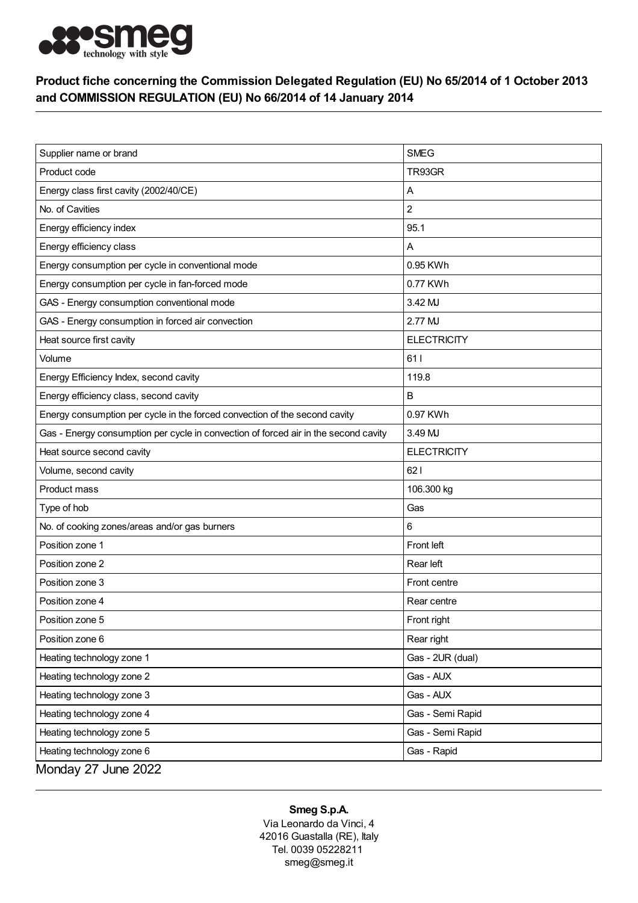**Product fiche concerning the Commission Delegated Regulation (EU) No 65/2014 of 1 October 2013 and COMMISSION REGULATION (EU) No 66/2014 of 14 January 2014**

| | |
|---|---|
| Supplier name or brand | SMEG |
| Product code | TR93GR |
| Energy class first cavity (2002/40/CE) | A |
| No. of Cavities | 2 |
| Energy efficiency index | 95.1 |
| Energy efficiency class | A |
| Energy consumption per cycle in conventional mode | 0.95 KWh |
| Energy consumption per cycle in fan-forced mode | 0.77 KWh |
| GAS - Energy consumption conventional mode | 3.42 MJ |
| GAS - Energy consumption in forced air convection | 2.77 MJ |
| Heat source first cavity | ELECTRICITY |
| Volume | 61 l |
| Energy Efficiency Index, second cavity | 119.8 |
| Energy efficiency class, second cavity | B |
| Energy consumption per cycle in the forced convection of the second cavity | 0.97 KWh |
| Gas - Energy consumption per cycle in convection of forced air in the second cavity | 3.49 MJ |
| Heat source second cavity | ELECTRICITY |
| Volume, second cavity | 62 l |
| Product mass | 106.300 kg |
| Type of hob | Gas |
| No. of cooking zones/areas and/or gas burners | 6 |
| Position zone 1 | Front left |
| Position zone 2 | Rear left |
| Position zone 3 | Front centre |
| Position zone 4 | Rear centre |
| Position zone 5 | Front right |
| Position zone 6 | Rear right |
| Heating technology zone 1 | Gas - 2UR (dual) |
| Heating technology zone 2 | Gas - AUX |
| Heating technology zone 3 | Gas - AUX |
| Heating technology zone 4 | Gas - Semi Rapid |
| Heating technology zone 5 | Gas - Semi Rapid |
| Heating technology zone 6 | Gas - Rapid |

Monday 27 June 2022

**Smeg S.p.A.**
Via Leonardo da Vinci, 4
42016 Guastalla (RE), Italy
Tel. 0039 05228211
smeg@smeg.it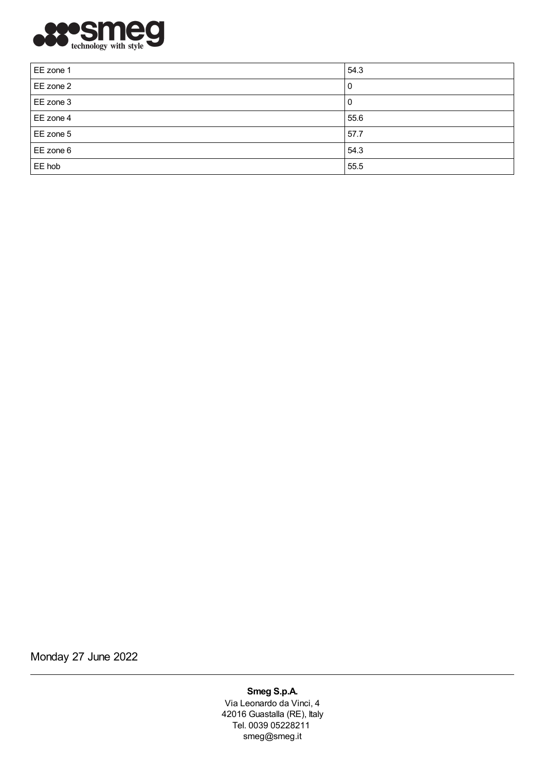| | |
|---|---|
| EE zone 1 | 54.3 |
| EE zone 2 | 0 |
| EE zone 3 | 0 |
| EE zone 4 | 55.6 |
| EE zone 5 | 57.7 |
| EE zone 6 | 54.3 |
| EE hob | 55.5 |

Monday 27 June 2022

**Smeg S.p.A.**
Via Leonardo da Vinci, 4
42016 Guastalla (RE), Italy
Tel. 0039 05228211
smeg@smeg.it